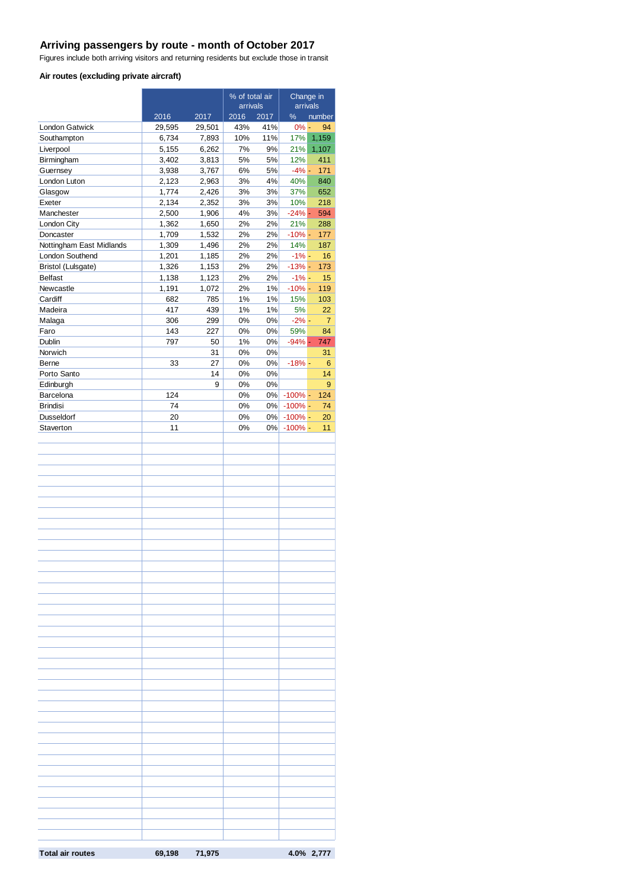# Arriving passengers by route - month of October 2017

Figures include both arriving visitors and returning residents but exclude those in transit

### Air routes (excluding private aircraft)

| | | | % of total air arrivals | | Change in arrivals | |
|---|---|---|---|---|---|---|
| | 2016 | 2017 | 2016 | 2017 | % | number |
| London Gatwick | 29,595 | 29,501 | 43% | 41% | 0% | - 94 |
| Southampton | 6,734 | 7,893 | 10% | 11% | 17% | 1,159 |
| Liverpool | 5,155 | 6,262 | 7% | 9% | 21% | 1,107 |
| Birmingham | 3,402 | 3,813 | 5% | 5% | 12% | 411 |
| Guernsey | 3,938 | 3,767 | 6% | 5% | -4% | - 171 |
| London Luton | 2,123 | 2,963 | 3% | 4% | 40% | 840 |
| Glasgow | 1,774 | 2,426 | 3% | 3% | 37% | 652 |
| Exeter | 2,134 | 2,352 | 3% | 3% | 10% | 218 |
| Manchester | 2,500 | 1,906 | 4% | 3% | -24% | - 594 |
| London City | 1,362 | 1,650 | 2% | 2% | 21% | 288 |
| Doncaster | 1,709 | 1,532 | 2% | 2% | -10% | - 177 |
| Nottingham East Midlands | 1,309 | 1,496 | 2% | 2% | 14% | 187 |
| London Southend | 1,201 | 1,185 | 2% | 2% | -1% | - 16 |
| Bristol (Lulsgate) | 1,326 | 1,153 | 2% | 2% | -13% | - 173 |
| Belfast | 1,138 | 1,123 | 2% | 2% | -1% | - 15 |
| Newcastle | 1,191 | 1,072 | 2% | 1% | -10% | - 119 |
| Cardiff | 682 | 785 | 1% | 1% | 15% | 103 |
| Madeira | 417 | 439 | 1% | 1% | 5% | 22 |
| Malaga | 306 | 299 | 0% | 0% | -2% | - 7 |
| Faro | 143 | 227 | 0% | 0% | 59% | 84 |
| Dublin | 797 | 50 | 1% | 0% | -94% | - 747 |
| Norwich | | 31 | 0% | 0% | | 31 |
| Berne | 33 | 27 | 0% | 0% | -18% | - 6 |
| Porto Santo | | 14 | 0% | 0% | | 14 |
| Edinburgh | | 9 | 0% | 0% | | 9 |
| Barcelona | 124 | | 0% | 0% | -100% | - 124 |
| Brindisi | 74 | | 0% | 0% | -100% | - 74 |
| Dusseldorf | 20 | | 0% | 0% | -100% | - 20 |
| Staverton | 11 | | 0% | 0% | -100% | - 11 |
| **Total air routes** | **69,198** | **71,975** | | | **4.0%** | **2,777** |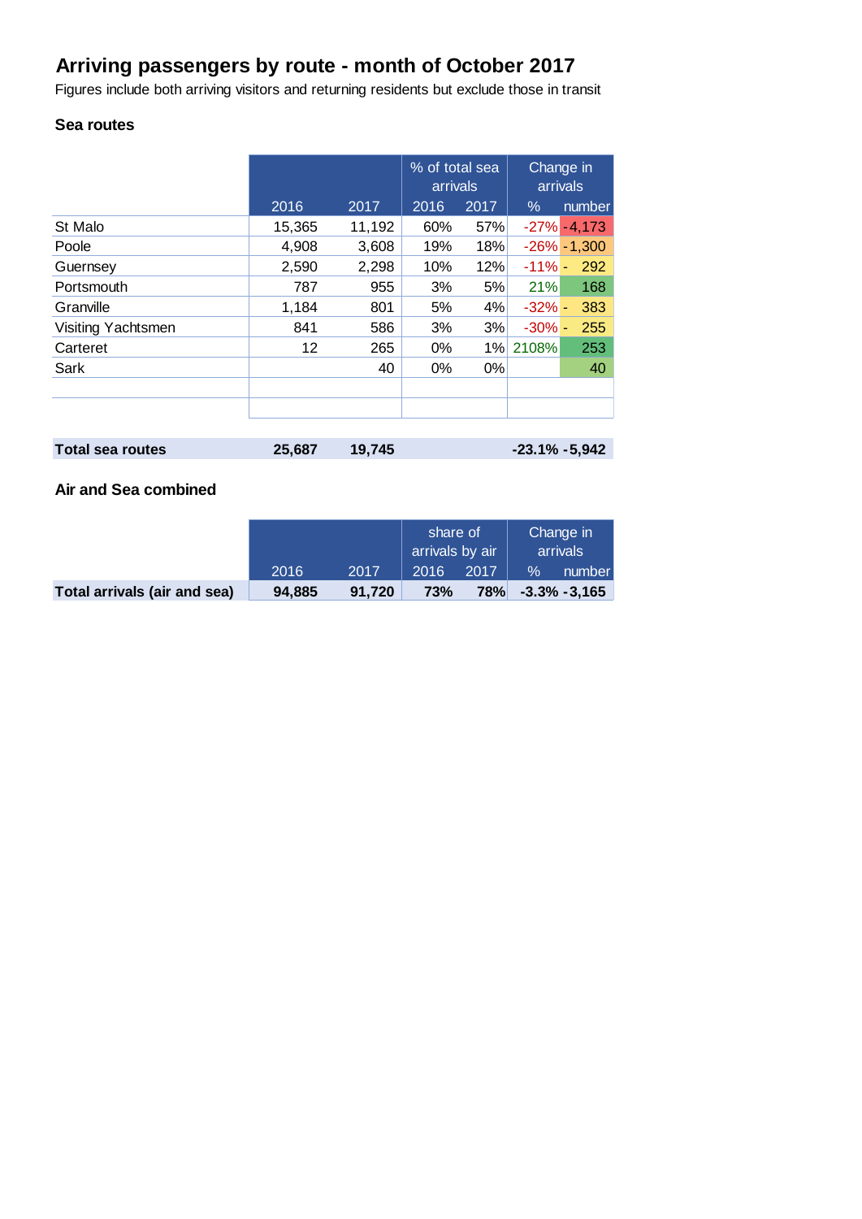# Arriving passengers by route - month of October 2017

Figures include both arriving visitors and returning residents but exclude those in transit

### Sea routes

| | | | % of total sea arrivals | | Change in arrivals | |
|---|---|---|---|---|---|---|
| | 2016 | 2017 | 2016 | 2017 | % | number |
| St Malo | 15,365 | 11,192 | 60% | 57% | -27% | -4,173 |
| Poole | 4,908 | 3,608 | 19% | 18% | -26% | -1,300 |
| Guernsey | 2,590 | 2,298 | 10% | 12% | -11% | - 292 |
| Portsmouth | 787 | 955 | 3% | 5% | 21% | 168 |
| Granville | 1,184 | 801 | 5% | 4% | -32% | - 383 |
| Visiting Yachtsmen | 841 | 586 | 3% | 3% | -30% | - 255 |
| Carteret | 12 | 265 | 0% | 1% | 2108% | 253 |
| Sark | | 40 | 0% | 0% | | 40 |
| | | | | | | |
| | | | | | | |
| **Total sea routes** | **25,687** | **19,745** | | | **-23.1%** | **-5,942** |

### Air and Sea combined

| | | | share of arrivals by air | | Change in arrivals | |
|---|---|---|---|---|---|---|
| | 2016 | 2017 | 2016 | 2017 | % | number |
| **Total arrivals (air and sea)** | **94,885** | **91,720** | **73%** | **78%** | **-3.3%** | **-3,165** |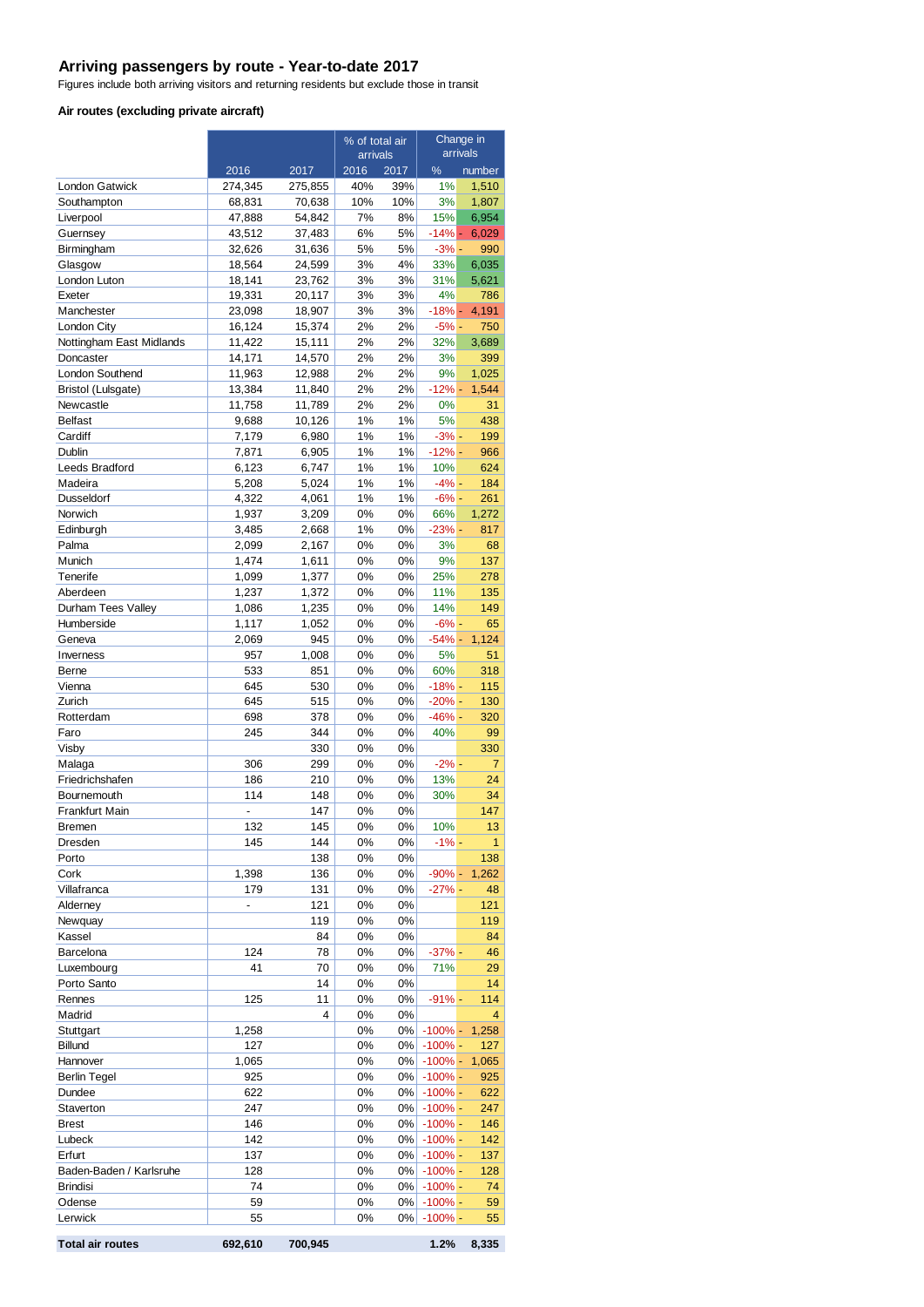# Arriving passengers by route - Year-to-date 2017

Figures include both arriving visitors and returning residents but exclude those in transit

### Air routes (excluding private aircraft)

| | | | % of total air arrivals | | Change in arrivals | |
|---|---|---|---|---|---|---|
| | 2016 | 2017 | 2016 | 2017 | % | number |
| London Gatwick | 274,345 | 275,855 | 40% | 39% | 1% | 1,510 |
| Southampton | 68,831 | 70,638 | 10% | 10% | 3% | 1,807 |
| Liverpool | 47,888 | 54,842 | 7% | 8% | 15% | 6,954 |
| Guernsey | 43,512 | 37,483 | 6% | 5% | -14% | - 6,029 |
| Birmingham | 32,626 | 31,636 | 5% | 5% | -3% | - 990 |
| Glasgow | 18,564 | 24,599 | 3% | 4% | 33% | 6,035 |
| London Luton | 18,141 | 23,762 | 3% | 3% | 31% | 5,621 |
| Exeter | 19,331 | 20,117 | 3% | 3% | 4% | 786 |
| Manchester | 23,098 | 18,907 | 3% | 3% | -18% | - 4,191 |
| London City | 16,124 | 15,374 | 2% | 2% | -5% | - 750 |
| Nottingham East Midlands | 11,422 | 15,111 | 2% | 2% | 32% | 3,689 |
| Doncaster | 14,171 | 14,570 | 2% | 2% | 3% | 399 |
| London Southend | 11,963 | 12,988 | 2% | 2% | 9% | 1,025 |
| Bristol (Lulsgate) | 13,384 | 11,840 | 2% | 2% | -12% | - 1,544 |
| Newcastle | 11,758 | 11,789 | 2% | 2% | 0% | 31 |
| Belfast | 9,688 | 10,126 | 1% | 1% | 5% | 438 |
| Cardiff | 7,179 | 6,980 | 1% | 1% | -3% | - 199 |
| Dublin | 7,871 | 6,905 | 1% | 1% | -12% | - 966 |
| Leeds Bradford | 6,123 | 6,747 | 1% | 1% | 10% | 624 |
| Madeira | 5,208 | 5,024 | 1% | 1% | -4% | - 184 |
| Dusseldorf | 4,322 | 4,061 | 1% | 1% | -6% | - 261 |
| Norwich | 1,937 | 3,209 | 0% | 0% | 66% | 1,272 |
| Edinburgh | 3,485 | 2,668 | 1% | 0% | -23% | - 817 |
| Palma | 2,099 | 2,167 | 0% | 0% | 3% | 68 |
| Munich | 1,474 | 1,611 | 0% | 0% | 9% | 137 |
| Tenerife | 1,099 | 1,377 | 0% | 0% | 25% | 278 |
| Aberdeen | 1,237 | 1,372 | 0% | 0% | 11% | 135 |
| Durham Tees Valley | 1,086 | 1,235 | 0% | 0% | 14% | 149 |
| Humberside | 1,117 | 1,052 | 0% | 0% | -6% | - 65 |
| Geneva | 2,069 | 945 | 0% | 0% | -54% | - 1,124 |
| Inverness | 957 | 1,008 | 0% | 0% | 5% | 51 |
| Berne | 533 | 851 | 0% | 0% | 60% | 318 |
| Vienna | 645 | 530 | 0% | 0% | -18% | - 115 |
| Zurich | 645 | 515 | 0% | 0% | -20% | - 130 |
| Rotterdam | 698 | 378 | 0% | 0% | -46% | - 320 |
| Faro | 245 | 344 | 0% | 0% | 40% | 99 |
| Visby | | 330 | 0% | 0% | | 330 |
| Malaga | 306 | 299 | 0% | 0% | -2% | - 7 |
| Friedrichshafen | 186 | 210 | 0% | 0% | 13% | 24 |
| Bournemouth | 114 | 148 | 0% | 0% | 30% | 34 |
| Frankfurt Main | - | 147 | 0% | 0% | | 147 |
| Bremen | 132 | 145 | 0% | 0% | 10% | 13 |
| Dresden | 145 | 144 | 0% | 0% | -1% | - 1 |
| Porto | | 138 | 0% | 0% | | 138 |
| Cork | 1,398 | 136 | 0% | 0% | -90% | - 1,262 |
| Villafranca | 179 | 131 | 0% | 0% | -27% | - 48 |
| Alderney | - | 121 | 0% | 0% | | 121 |
| Newquay | | 119 | 0% | 0% | | 119 |
| Kassel | | 84 | 0% | 0% | | 84 |
| Barcelona | 124 | 78 | 0% | 0% | -37% | - 46 |
| Luxembourg | 41 | 70 | 0% | 0% | 71% | 29 |
| Porto Santo | | 14 | 0% | 0% | | 14 |
| Rennes | 125 | 11 | 0% | 0% | -91% | - 114 |
| Madrid | | 4 | 0% | 0% | | 4 |
| Stuttgart | 1,258 | | 0% | 0% | -100% | - 1,258 |
| Billund | 127 | | 0% | 0% | -100% | - 127 |
| Hannover | 1,065 | | 0% | 0% | -100% | - 1,065 |
| Berlin Tegel | 925 | | 0% | 0% | -100% | - 925 |
| Dundee | 622 | | 0% | 0% | -100% | - 622 |
| Staverton | 247 | | 0% | 0% | -100% | - 247 |
| Brest | 146 | | 0% | 0% | -100% | - 146 |
| Lubeck | 142 | | 0% | 0% | -100% | - 142 |
| Erfurt | 137 | | 0% | 0% | -100% | - 137 |
| Baden-Baden / Karlsruhe | 128 | | 0% | 0% | -100% | - 128 |
| Brindisi | 74 | | 0% | 0% | -100% | - 74 |
| Odense | 59 | | 0% | 0% | -100% | - 59 |
| Lerwick | 55 | | 0% | 0% | -100% | - 55 |
| **Total air routes** | **692,610** | **700,945** | | | **1.2%** | **8,335** |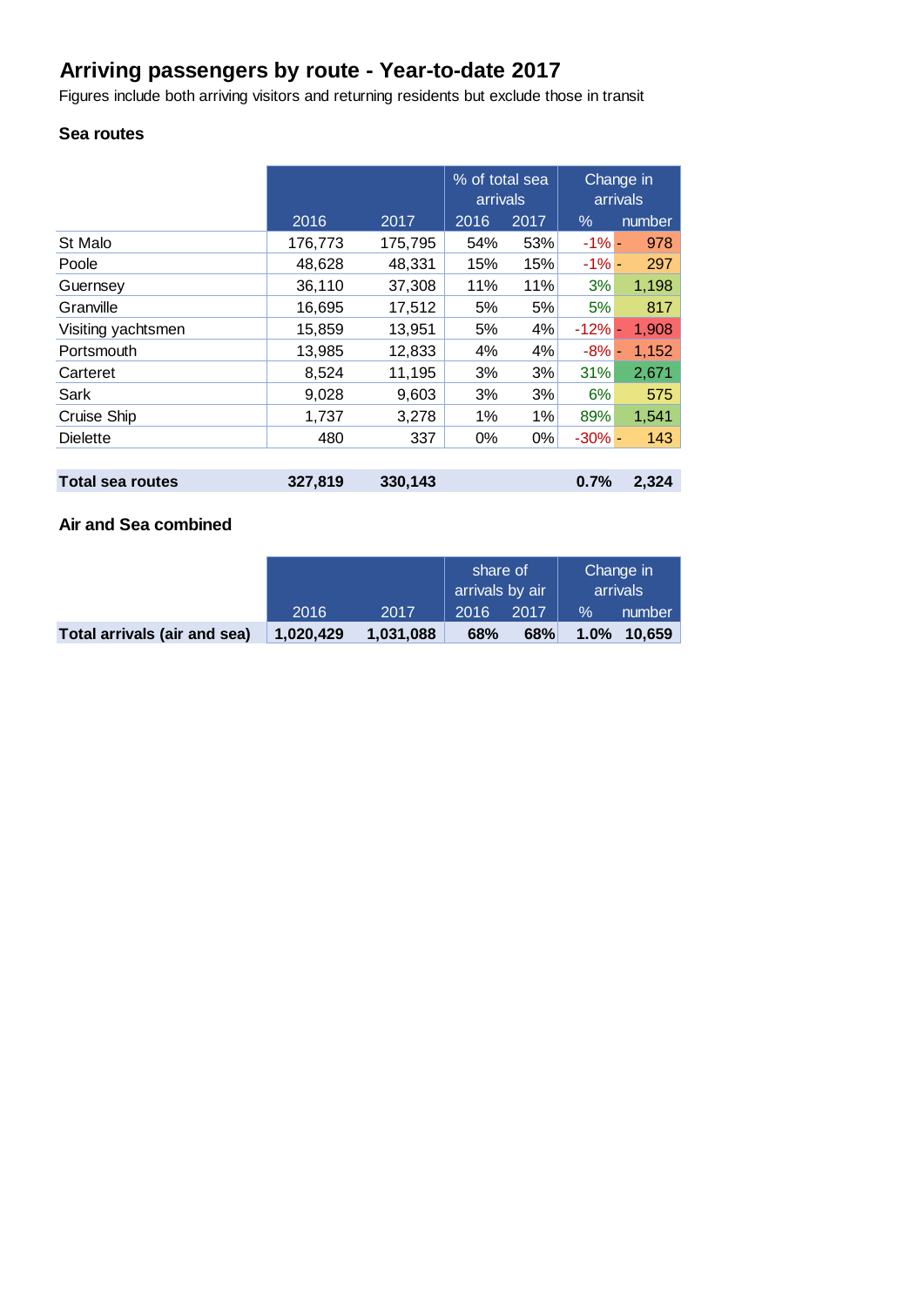# Arriving passengers by route - Year-to-date 2017

Figures include both arriving visitors and returning residents but exclude those in transit

## Sea routes

| | | | % of total sea arrivals | | Change in arrivals | |
|---|---|---|---|---|---|---|
| | 2016 | 2017 | 2016 | 2017 | % | number |
| St Malo | 176,773 | 175,795 | 54% | 53% | -1% | - 978 |
| Poole | 48,628 | 48,331 | 15% | 15% | -1% | - 297 |
| Guernsey | 36,110 | 37,308 | 11% | 11% | 3% | 1,198 |
| Granville | 16,695 | 17,512 | 5% | 5% | 5% | 817 |
| Visiting yachtsmen | 15,859 | 13,951 | 5% | 4% | -12% | - 1,908 |
| Portsmouth | 13,985 | 12,833 | 4% | 4% | -8% | - 1,152 |
| Carteret | 8,524 | 11,195 | 3% | 3% | 31% | 2,671 |
| Sark | 9,028 | 9,603 | 3% | 3% | 6% | 575 |
| Cruise Ship | 1,737 | 3,278 | 1% | 1% | 89% | 1,541 |
| Dielette | 480 | 337 | 0% | 0% | -30% | - 143 |
| | | | | | | |
| **Total sea routes** | **327,819** | **330,143** | | | **0.7%** | **2,324** |

## Air and Sea combined

| | | | share of arrivals by air | | Change in arrivals | |
|---|---|---|---|---|---|---|
| | 2016 | 2017 | 2016 | 2017 | % | number |
| **Total arrivals (air and sea)** | **1,020,429** | **1,031,088** | **68%** | **68%** | **1.0%** | **10,659** |